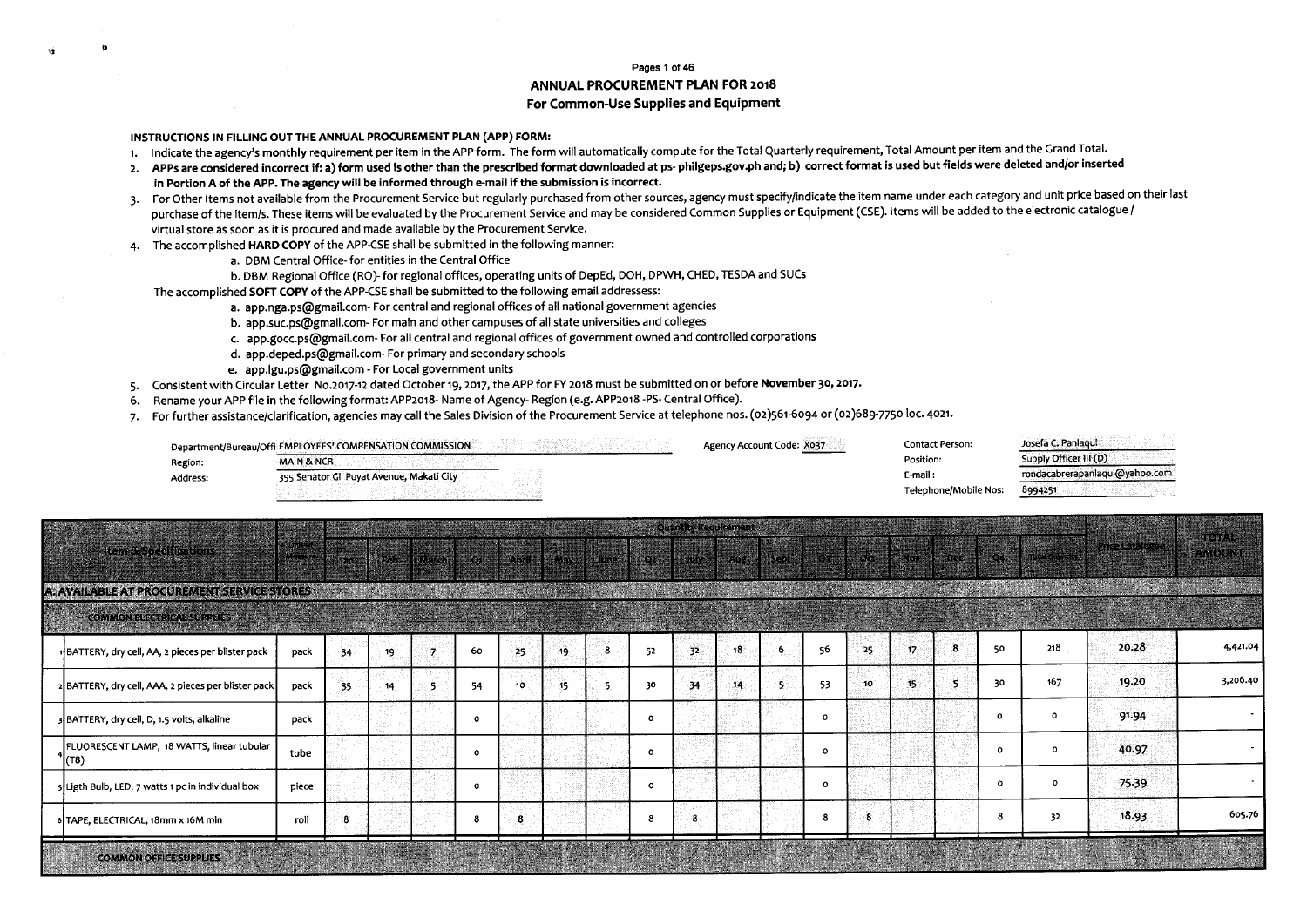## ANNUAL PROCUREMENT PLAN FOR 2018
### For Common-Use Supplies and Equipment

**INSTRUCTIONS IN FILLING OUT THE ANNUAL PROCUREMENT PLAN (APP) FORM:**

1. Indicate the agency's monthly requirement per item in the APP form. The form will automatically compute for the Total Quarterly requirement, Total Amount per item and the Grand Total.
2. **APPs are considered incorrect if: a) form used is other than the prescribed format downloaded at ps- philgeps.gov.ph and; b) correct format is used but fields were deleted and/or inserted in Portion A of the APP. The agency will be informed through e-mail if the submission is incorrect.**
3. For Other Items not available from the Procurement Service but regularly purchased from other sources, agency must specify/indicate the item name under each category and unit price based on their last purchase of the item/s. These items will be evaluated by the Procurement Service and may be considered Common Supplies or Equipment (CSE). Items will be added to the electronic catalogue / virtual store as soon as it is procured and made available by the Procurement Service.
4. The accomplished **HARD COPY** of the APP-CSE shall be submitted in the following manner:
   - a. DBM Central Office- for entities in the Central Office
   - b. DBM Regional Office (RO)- for regional offices, operating units of DepEd, DOH, DPWH, CHED, TESDA and SUCs

   The accomplished **SOFT COPY** of the APP-CSE shall be submitted to the following email addressess:
   - a. app.nga.ps@gmail.com- For central and regional offices of all national government agencies
   - b. app.suc.ps@gmail.com- For main and other campuses of all state universities and colleges
   - c. app.gocc.ps@gmail.com- For all central and regional offices of government owned and controlled corporations
   - d. app.deped.ps@gmail.com- For primary and secondary schools
   - e. app.lgu.ps@gmail.com - For Local government units
5. Consistent with Circular Letter No.2017-12 dated October 19, 2017, the APP for FY 2018 must be submitted on or before **November 30, 2017.**
6. Rename your APP file in the following format: APP2018- Name of Agency- Region (e.g. APP2018 -PS- Central Office).
7. For further assistance/clarification, agencies may call the Sales Division of the Procurement Service at telephone nos. (02)561-6094 or (02)689-7750 loc. 4021.

Department/Bureau/Office: EMPLOYEES' COMPENSATION COMMISSION
Region: MAIN & NCR
Address: 355 Senator Gil Puyat Avenue, Makati City

Agency Account Code: X037

Contact Person: Josefa C. Panlaqui
Position: Supply Officer III (D)
E-mail: rondacabrerapanlaqui@yahoo.com
Telephone/Mobile Nos: 8994251

| | Item & Specifications | Unit of Measure | Quantity Requirement | | | | | | | | | | | | | | | | | Price Catalogue | TOTAL AMOUNT |
|---|---|---|---|---|---|---|---|---|---|---|---|---|---|---|---|---|---|---|---|---|---|
| | | | Jan | Feb | March | Q1 | April | May | June | Q2 | July | Aug | Sept | Q3 | Oct | Nov | Dec | Q4 | Total Quantity | | |
| **A. AVAILABLE AT PROCUREMENT SERVICE STORES** | | | | | | | | | | | | | | | | | | | | | |
| | **COMMON ELECTRICAL SUPPLIES** | | | | | | | | | | | | | | | | | | | | |
| 1 | BATTERY, dry cell, AA, 2 pieces per blister pack | pack | 34 | 19 | 7 | 60 | 25 | 19 | 8 | 52 | 32 | 18 | 6 | 56 | 25 | 17 | 8 | 50 | 218 | 20.28 | 4,421.04 |
| 2 | BATTERY, dry cell, AAA, 2 pieces per blister pack | pack | 35 | 14 | 5 | 54 | 10 | 15 | 5 | 30 | 34 | 14 | 5 | 53 | 10 | 15 | 5 | 30 | 167 | 19.20 | 3,206.40 |
| 3 | BATTERY, dry cell, D, 1.5 volts, alkaline | pack | | | | 0 | | | | 0 | | | | 0 | | | | 0 | 0 | 91.94 | - |
| 4 | FLUORESCENT LAMP, 18 WATTS, linear tubular (T8) | tube | | | | 0 | | | | 0 | | | | 0 | | | | 0 | 0 | 40.97 | - |
| 5 | Ligth Bulb, LED, 7 watts 1 pc in individual box | piece | | | | 0 | | | | 0 | | | | 0 | | | | 0 | 0 | 75.39 | - |
| 6 | TAPE, ELECTRICAL, 18mm x 16M min | roll | 8 | | | 8 | 8 | | | 8 | 8 | | | 8 | 8 | | | 8 | 32 | 18.93 | 605.76 |
| | **COMMON OFFICE SUPPLIES** | | | | | | | | | | | | | | | | | | | | |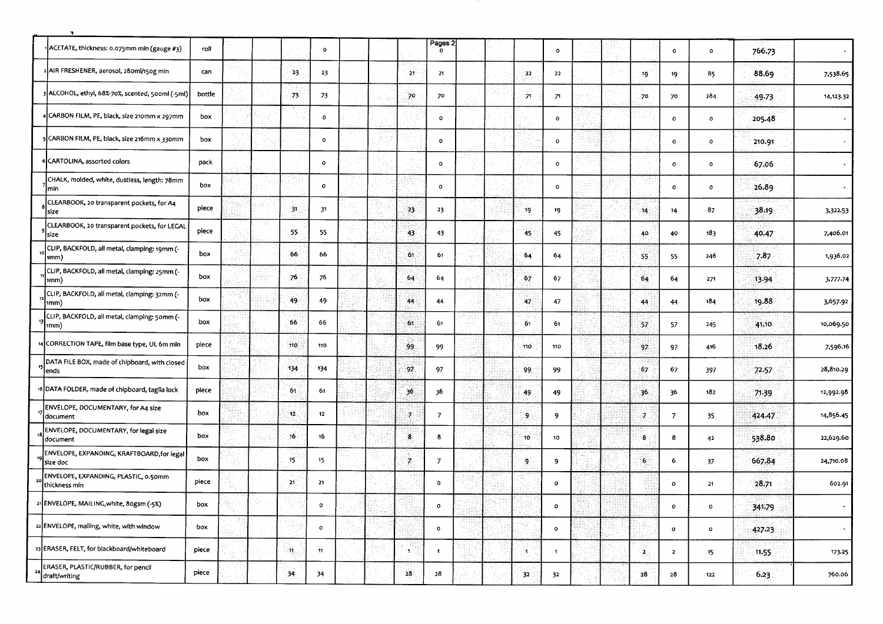| | | | | | | | | | | | | | | | | | | | | |
|---|---|---|---|---|---|---|---|---|---|---|---|---|---|---|---|---|---|---|---|---|
| 1 | ACETATE, thickness: 0.075mm min (gauge #3) | roll | | | | 0 | | | | Pages 2 0 | | | | 0 | | | | 0 | 0 | 766.73 | - |
| 2 | AIR FRESHENER, aerosol, 280ml/150g min | can | | | 23 | 23 | | | 21 | 21 | | | 22 | 22 | | | 19 | 19 | 85 | 88.69 | 7,538.65 |
| 3 | ALCOHOL, ethyl, 68%-70%, scented, 500ml (-5ml) | bottle | | | 73 | 73 | | | 70 | 70 | | | 71 | 71 | | | 70 | 70 | 284 | 49.73 | 14,123.32 |
| 4 | CARBON FILM, PE, black, size 210mm x 297mm | box | | | | 0 | | | | 0 | | | | 0 | | | | 0 | 0 | 205.48 | - |
| 5 | CARBON FILM, PE, black, size 216mm x 330mm | box | | | | 0 | | | | 0 | | | | 0 | | | | 0 | 0 | 210.91 | - |
| 6 | CARTOLINA, assorted colors | pack | | | | 0 | | | | 0 | | | | 0 | | | | 0 | 0 | 67.06 | - |
| 7 | CHALK, molded, white, dustless, length: 78mm min | box | | | | 0 | | | | 0 | | | | 0 | | | | 0 | 0 | 26.89 | - |
| 8 | CLEARBOOK, 20 transparent pockets, for A4 size | piece | | | 31 | 31 | | | 23 | 23 | | | 19 | 19 | | | 14 | 14 | 87 | 38.19 | 3,322.53 |
| 9 | CLEARBOOK, 20 transparent pockets, for LEGAL size | piece | | | 55 | 55 | | | 43 | 43 | | | 45 | 45 | | | 40 | 40 | 183 | 40.47 | 7,406.01 |
| 10 | CLIP, BACKFOLD, all metal, clamping: 19mm (-1mm) | box | | | 66 | 66 | | | 61 | 61 | | | 64 | 64 | | | 55 | 55 | 246 | 7.87 | 1,936.02 |
| 11 | CLIP, BACKFOLD, all metal, clamping: 25mm (-1mm) | box | | | 76 | 76 | | | 64 | 64 | | | 67 | 67 | | | 64 | 64 | 271 | 13.94 | 3,777.74 |
| 12 | CLIP, BACKFOLD, all metal, clamping: 32mm (-1mm) | box | | | 49 | 49 | | | 44 | 44 | | | 47 | 47 | | | 44 | 44 | 184 | 19.88 | 3,657.92 |
| 13 | CLIP, BACKFOLD, all metal, clamping: 50mm (-1mm) | box | | | 66 | 66 | | | 61 | 61 | | | 61 | 61 | | | 57 | 57 | 245 | 41.10 | 10,069.50 |
| 14 | CORRECTION TAPE, film base type, UL 6m min | piece | | | 110 | 110 | | | 99 | 99 | | | 110 | 110 | | | 97 | 97 | 416 | 18.26 | 7,596.16 |
| 15 | DATA FILE BOX, made of chipboard, with closed ends | box | | | 134 | 134 | | | 97 | 97 | | | 99 | 99 | | | 67 | 67 | 397 | 72.57 | 28,810.29 |
| 16 | DATA FOLDER, made of chipboard, taglia lock | piece | | | 61 | 61 | | | 36 | 36 | | | 49 | 49 | | | 36 | 36 | 182 | 71.39 | 12,992.98 |
| 17 | ENVELOPE, DOCUMENTARY, for A4 size document | box | | | 12 | 12 | | | 7 | 7 | | | 9 | 9 | | | 7 | 7 | 35 | 424.47 | 14,856.45 |
| 18 | ENVELOPE, DOCUMENTARY, for legal size document | box | | | 16 | 16 | | | 8 | 8 | | | 10 | 10 | | | 8 | 8 | 42 | 538.80 | 22,629.60 |
| 19 | ENVELOPE, EXPANDING, KRAFTBOARD,for legal size doc | box | | | 15 | 15 | | | 7 | 7 | | | 9 | 9 | | | 6 | 6 | 37 | 667.84 | 24,710.08 |
| 20 | ENVELOPE, EXPANDING, PLASTIC, 0.50mm thickness min | piece | | | 21 | 21 | | | | 0 | | | | 0 | | | | 0 | 21 | 28.71 | 602.91 |
| 21 | ENVELOPE, MAILING,white, 80gsm (-5%) | box | | | | 0 | | | | 0 | | | | 0 | | | | 0 | 0 | 341.79 | - |
| 22 | ENVELOPE, mailing, white, with window | box | | | | 0 | | | | 0 | | | | 0 | | | | 0 | 0 | 427.23 | - |
| 23 | ERASER, FELT, for blackboard/whiteboard | piece | | | 11 | 11 | | | 1 | 1 | | | 1 | 1 | | | 2 | 2 | 15 | 11.55 | 173.25 |
| 24 | ERASER, PLASTIC/RUBBER, for pencil draft/writing | piece | | | 34 | 34 | | | 28 | 28 | | | 32 | 32 | | | 28 | 28 | 122 | 6.23 | 760.06 |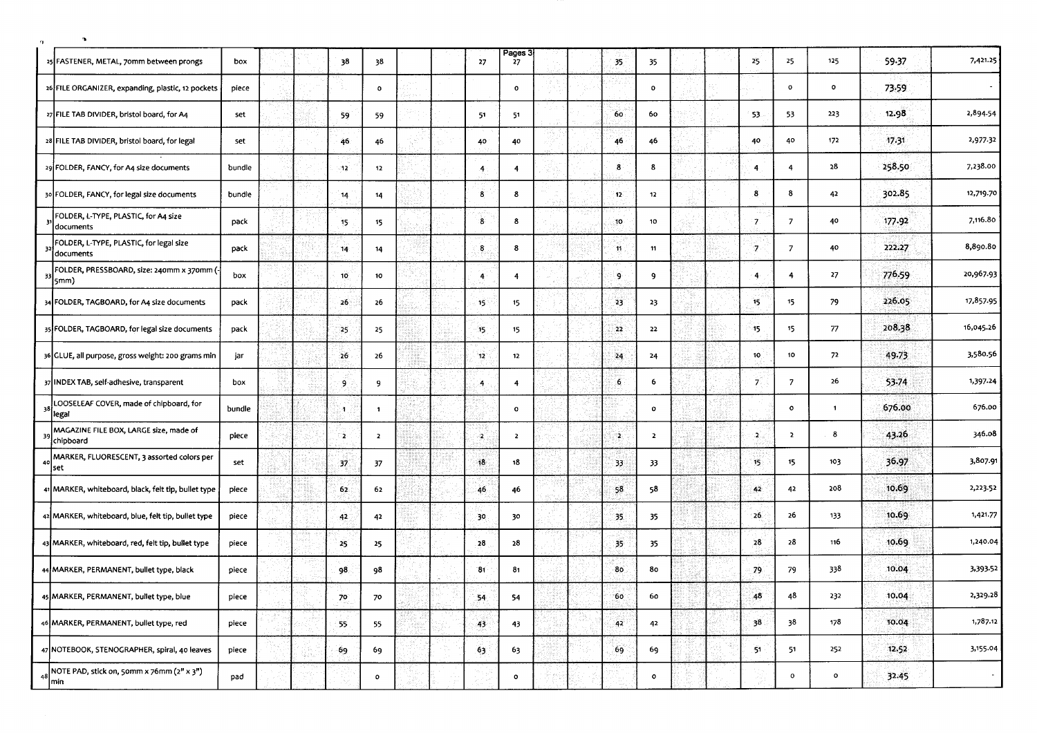| | | | | | | | | | | | | | | | | | | | | | |
|---|---|---|---|---|---|---|---|---|---|---|---|---|---|---|---|---|---|---|---|---|---|
| 25 | FASTENER, METAL, 70mm between prongs | box | | | 38 | 38 | | | 27 | 27 | | | 35 | 35 | | | 25 | 25 | 125 | 59.37 | 7,421.25 |
| 26 | FILE ORGANIZER, expanding, plastic, 12 pockets | piece | | | | 0 | | | | 0 | | | | 0 | | | | 0 | 0 | 73.59 | - |
| 27 | FILE TAB DIVIDER, bristol board, for A4 | set | | | 59 | 59 | | | 51 | 51 | | | 60 | 60 | | | 53 | 53 | 223 | 12.98 | 2,894.54 |
| 28 | FILE TAB DIVIDER, bristol board, for legal | set | | | 46 | 46 | | | 40 | 40 | | | 46 | 46 | | | 40 | 40 | 172 | 17.31 | 2,977.32 |
| 29 | FOLDER, FANCY, for A4 size documents | bundle | | | 12 | 12 | | | 4 | 4 | | | 8 | 8 | | | 4 | 4 | 28 | 258.50 | 7,238.00 |
| 30 | FOLDER, FANCY, for legal size documents | bundle | | | 14 | 14 | | | 8 | 8 | | | 12 | 12 | | | 8 | 8 | 42 | 302.85 | 12,719.70 |
| 31 | FOLDER, L-TYPE, PLASTIC, for A4 size documents | pack | | | 15 | 15 | | | 8 | 8 | | | 10 | 10 | | | 7 | 7 | 40 | 177.92 | 7,116.80 |
| 32 | FOLDER, L-TYPE, PLASTIC, for legal size documents | pack | | | 14 | 14 | | | 8 | 8 | | | 11 | 11 | | | 7 | 7 | 40 | 222.27 | 8,890.80 |
| 33 | FOLDER, PRESSBOARD, size: 240mm x 370mm (-5mm) | box | | | 10 | 10 | | | 4 | 4 | | | 9 | 9 | | | 4 | 4 | 27 | 776.59 | 20,967.93 |
| 34 | FOLDER, TAGBOARD, for A4 size documents | pack | | | 26 | 26 | | | 15 | 15 | | | 23 | 23 | | | 15 | 15 | 79 | 226.05 | 17,857.95 |
| 35 | FOLDER, TAGBOARD, for legal size documents | pack | | | 25 | 25 | | | 15 | 15 | | | 22 | 22 | | | 15 | 15 | 77 | 208.38 | 16,045.26 |
| 36 | GLUE, all purpose, gross weight: 200 grams min | jar | | | 26 | 26 | | | 12 | 12 | | | 24 | 24 | | | 10 | 10 | 72 | 49.73 | 3,580.56 |
| 37 | INDEX TAB, self-adhesive, transparent | box | | | 9 | 9 | | | 4 | 4 | | | 6 | 6 | | | 7 | 7 | 26 | 53.74 | 1,397.24 |
| 38 | LOOSELEAF COVER, made of chipboard, for legal | bundle | | | 1 | 1 | | | | 0 | | | | 0 | | | | 0 | 1 | 676.00 | 676.00 |
| 39 | MAGAZINE FILE BOX, LARGE size, made of chipboard | piece | | | 2 | 2 | | | 2 | 2 | | | 2 | 2 | | | 2 | 2 | 8 | 43.26 | 346.08 |
| 40 | MARKER, FLUORESCENT, 3 assorted colors per set | set | | | 37 | 37 | | | 18 | 18 | | | 33 | 33 | | | 15 | 15 | 103 | 36.97 | 3,807.91 |
| 41 | MARKER, whiteboard, black, felt tip, bullet type | piece | | | 62 | 62 | | | 46 | 46 | | | 58 | 58 | | | 42 | 42 | 208 | 10.69 | 2,223.52 |
| 42 | MARKER, whiteboard, blue, felt tip, bullet type | piece | | | 42 | 42 | | | 30 | 30 | | | 35 | 35 | | | 26 | 26 | 133 | 10.69 | 1,421.77 |
| 43 | MARKER, whiteboard, red, felt tip, bullet type | piece | | | 25 | 25 | | | 28 | 28 | | | 35 | 35 | | | 28 | 28 | 116 | 10.69 | 1,240.04 |
| 44 | MARKER, PERMANENT, bullet type, black | piece | | | 98 | 98 | | | 81 | 81 | | | 80 | 80 | | | 79 | 79 | 338 | 10.04 | 3,393.52 |
| 45 | MARKER, PERMANENT, bullet type, blue | piece | | | 70 | 70 | | | 54 | 54 | | | 60 | 60 | | | 48 | 48 | 232 | 10.04 | 2,329.28 |
| 46 | MARKER, PERMANENT, bullet type, red | piece | | | 55 | 55 | | | 43 | 43 | | | 42 | 42 | | | 38 | 38 | 178 | 10.04 | 1,787.12 |
| 47 | NOTEBOOK, STENOGRAPHER, spiral, 40 leaves | piece | | | 69 | 69 | | | 63 | 63 | | | 69 | 69 | | | 51 | 51 | 252 | 12.52 | 3,155.04 |
| 48 | NOTE PAD, stick on, 50mm x 76mm (2" x 3") min | pad | | | | 0 | | | | 0 | | | | 0 | | | | 0 | 0 | 32.45 | - |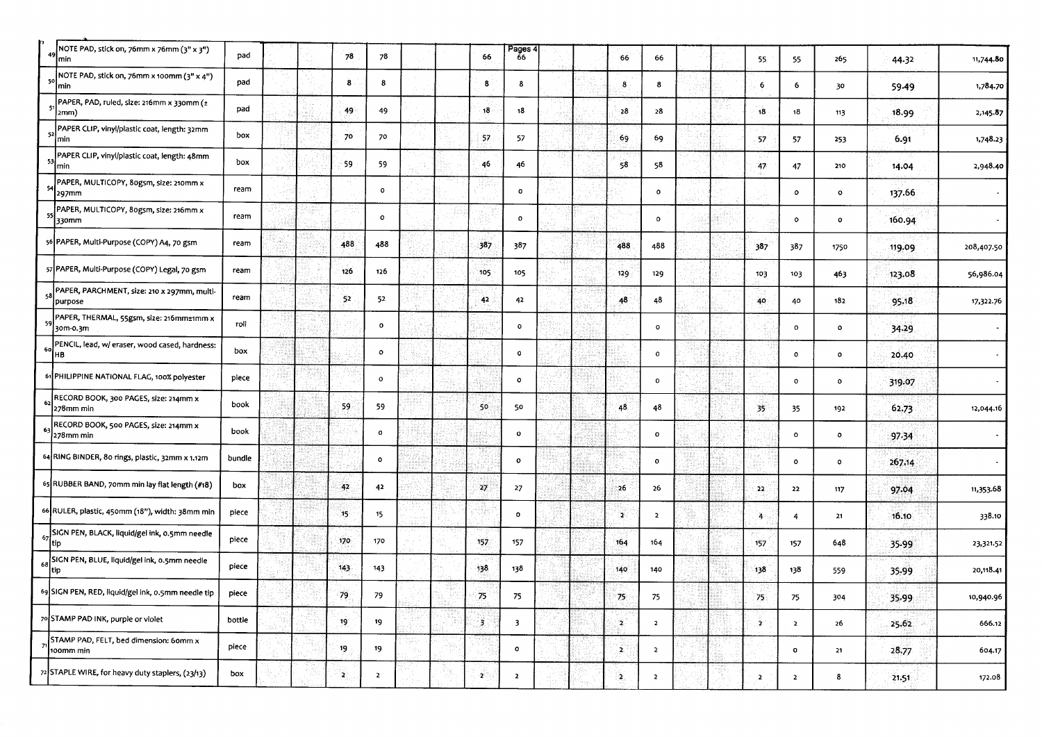| | | | | | | | | | | | | | | | | | | | | |
|---|---|---|---|---|---|---|---|---|---|---|---|---|---|---|---|---|---|---|---|---|
| 49 | NOTE PAD, stick on, 76mm x 76mm (3" x 3") min | pad | | | 78 | 78 | | | 66 | 66 | | | 66 | 66 | | | 55 | 55 | 265 | 44.32 | 11,744.80 |
| 50 | NOTE PAD, stick on, 76mm x 100mm (3" x 4") min | pad | | | 8 | 8 | | | 8 | 8 | | | 8 | 8 | | | 6 | 6 | 30 | 59.49 | 1,784.70 |
| 51 | PAPER, PAD, ruled, size: 216mm x 330mm (± 2mm) | pad | | | 49 | 49 | | | 18 | 18 | | | 28 | 28 | | | 18 | 18 | 113 | 18.99 | 2,145.87 |
| 52 | PAPER CLIP, vinyl/plastic coat, length: 32mm min | box | | | 70 | 70 | | | 57 | 57 | | | 69 | 69 | | | 57 | 57 | 253 | 6.91 | 1,748.23 |
| 53 | PAPER CLIP, vinyl/plastic coat, length: 48mm min | box | | | 59 | 59 | | | 46 | 46 | | | 58 | 58 | | | 47 | 47 | 210 | 14.04 | 2,948.40 |
| 54 | PAPER, MULTICOPY, 80gsm, size: 210mm x 297mm | ream | | | | 0 | | | | 0 | | | | 0 | | | | 0 | 0 | 137.66 | - |
| 55 | PAPER, MULTICOPY, 80gsm, size: 216mm x 330mm | ream | | | | 0 | | | | 0 | | | | 0 | | | | 0 | 0 | 160.94 | - |
| 56 | PAPER, Multi-Purpose (COPY) A4, 70 gsm | ream | | | 488 | 488 | | | 387 | 387 | | | 488 | 488 | | | 387 | 387 | 1750 | 119.09 | 208,407.50 |
| 57 | PAPER, Multi-Purpose (COPY) Legal, 70 gsm | ream | | | 126 | 126 | | | 105 | 105 | | | 129 | 129 | | | 103 | 103 | 463 | 123.08 | 56,986.04 |
| 58 | PAPER, PARCHMENT, size: 210 x 297mm, multi-purpose | ream | | | 52 | 52 | | | 42 | 42 | | | 48 | 48 | | | 40 | 40 | 182 | 95.18 | 17,322.76 |
| 59 | PAPER, THERMAL, 55gsm, size: 216mm±1mm x 30m-0.3m | roll | | | | 0 | | | | 0 | | | | 0 | | | | 0 | 0 | 34.29 | - |
| 60 | PENCIL, lead, w/ eraser, wood cased, hardness: HB | box | | | | 0 | | | | 0 | | | | 0 | | | | 0 | 0 | 20.40 | - |
| 61 | PHILIPPINE NATIONAL FLAG, 100% polyester | piece | | | | 0 | | | | 0 | | | | 0 | | | | 0 | 0 | 319.07 | - |
| 62 | RECORD BOOK, 300 PAGES, size: 214mm x 278mm min | book | | | 59 | 59 | | | 50 | 50 | | | 48 | 48 | | | 35 | 35 | 192 | 62.73 | 12,044.16 |
| 63 | RECORD BOOK, 500 PAGES, size: 214mm x 278mm min | book | | | | 0 | | | | 0 | | | | 0 | | | | 0 | 0 | 97.34 | - |
| 64 | RING BINDER, 80 rings, plastic, 32mm x 1.12m | bundle | | | | 0 | | | | 0 | | | | 0 | | | | 0 | 0 | 267.14 | - |
| 65 | RUBBER BAND, 70mm min lay flat length (#18) | box | | | 42 | 42 | | | 27 | 27 | | | 26 | 26 | | | 22 | 22 | 117 | 97.04 | 11,353.68 |
| 66 | RULER, plastic, 450mm (18"), width: 38mm min | piece | | | 15 | 15 | | | | 0 | | | 2 | 2 | | | 4 | 4 | 21 | 16.10 | 338.10 |
| 67 | SIGN PEN, BLACK, liquid/gel ink, 0.5mm needle tip | piece | | | 170 | 170 | | | 157 | 157 | | | 164 | 164 | | | 157 | 157 | 648 | 35.99 | 23,321.52 |
| 68 | SIGN PEN, BLUE, liquid/gel ink, 0.5mm needle tip | piece | | | 143 | 143 | | | 138 | 138 | | | 140 | 140 | | | 138 | 138 | 559 | 35.99 | 20,118.41 |
| 69 | SIGN PEN, RED, liquid/gel ink, 0.5mm needle tip | piece | | | 79 | 79 | | | 75 | 75 | | | 75 | 75 | | | 75 | 75 | 304 | 35.99 | 10,940.96 |
| 70 | STAMP PAD INK, purple or violet | bottle | | | 19 | 19 | | | 3 | 3 | | | 2 | 2 | | | 2 | 2 | 26 | 25.62 | 666.12 |
| 71 | STAMP PAD, FELT, bed dimension: 60mm x 100mm min | piece | | | 19 | 19 | | | | 0 | | | 2 | 2 | | | | 0 | 21 | 28.77 | 604.17 |
| 72 | STAPLE WIRE, for heavy duty staplers, (23/13) | box | | | 2 | 2 | | | 2 | 2 | | | 2 | 2 | | | 2 | 2 | 8 | 21.51 | 172.08 |